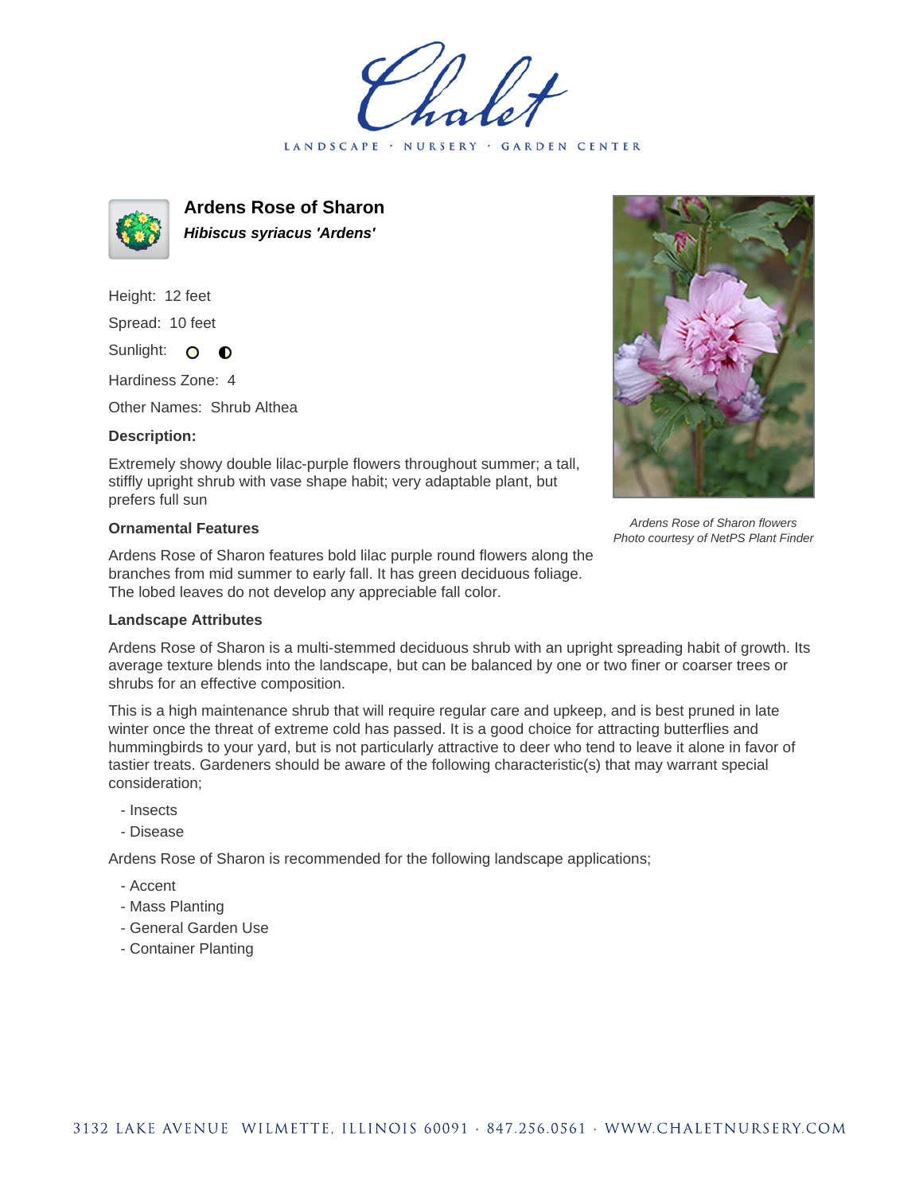Chalet

LANDSCAPE · NURSERY · GARDEN CENTER

# Ardens Rose of Sharon

***Hibiscus syriacus 'Ardens'***

Height: 12 feet

Spread: 10 feet

Sunlight:

Hardiness Zone: 4

Other Names: Shrub Althea

### Description:

Extremely showy double lilac-purple flowers throughout summer; a tall, stiffly upright shrub with vase shape habit; very adaptable plant, but prefers full sun

### Ornamental Features

Ardens Rose of Sharon features bold lilac purple round flowers along the branches from mid summer to early fall. It has green deciduous foliage. The lobed leaves do not develop any appreciable fall color.

*Ardens Rose of Sharon flowers*
*Photo courtesy of NetPS Plant Finder*

### Landscape Attributes

Ardens Rose of Sharon is a multi-stemmed deciduous shrub with an upright spreading habit of growth. Its average texture blends into the landscape, but can be balanced by one or two finer or coarser trees or shrubs for an effective composition.

This is a high maintenance shrub that will require regular care and upkeep, and is best pruned in late winter once the threat of extreme cold has passed. It is a good choice for attracting butterflies and hummingbirds to your yard, but is not particularly attractive to deer who tend to leave it alone in favor of tastier treats. Gardeners should be aware of the following characteristic(s) that may warrant special consideration;

- Insects
- Disease

Ardens Rose of Sharon is recommended for the following landscape applications;

- Accent
- Mass Planting
- General Garden Use
- Container Planting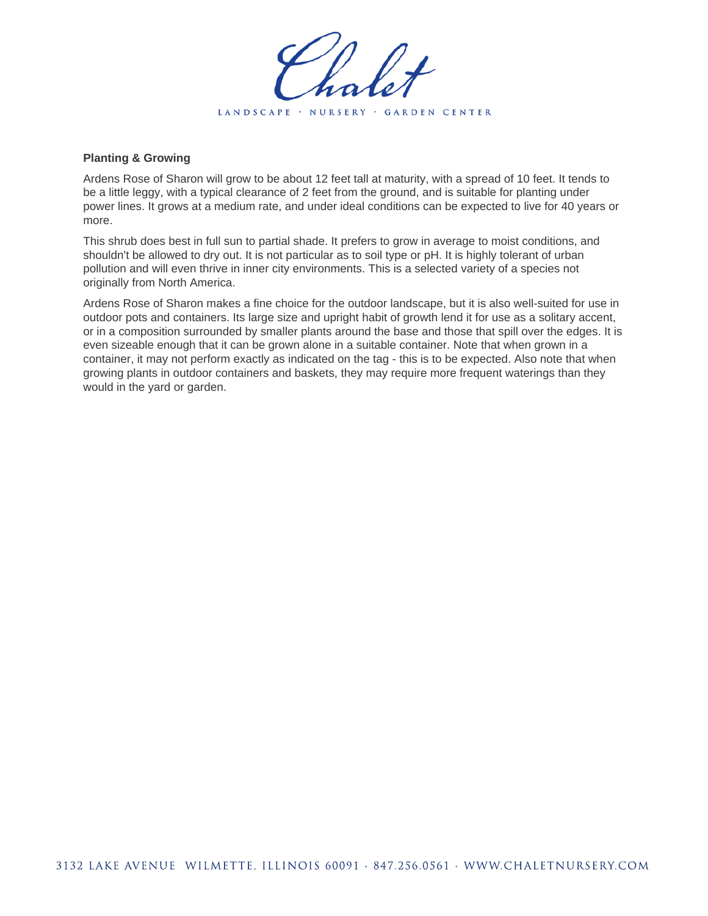### Planting & Growing

Ardens Rose of Sharon will grow to be about 12 feet tall at maturity, with a spread of 10 feet. It tends to be a little leggy, with a typical clearance of 2 feet from the ground, and is suitable for planting under power lines. It grows at a medium rate, and under ideal conditions can be expected to live for 40 years or more.

This shrub does best in full sun to partial shade. It prefers to grow in average to moist conditions, and shouldn't be allowed to dry out. It is not particular as to soil type or pH. It is highly tolerant of urban pollution and will even thrive in inner city environments. This is a selected variety of a species not originally from North America.

Ardens Rose of Sharon makes a fine choice for the outdoor landscape, but it is also well-suited for use in outdoor pots and containers. Its large size and upright habit of growth lend it for use as a solitary accent, or in a composition surrounded by smaller plants around the base and those that spill over the edges. It is even sizeable enough that it can be grown alone in a suitable container. Note that when grown in a container, it may not perform exactly as indicated on the tag - this is to be expected. Also note that when growing plants in outdoor containers and baskets, they may require more frequent waterings than they would in the yard or garden.